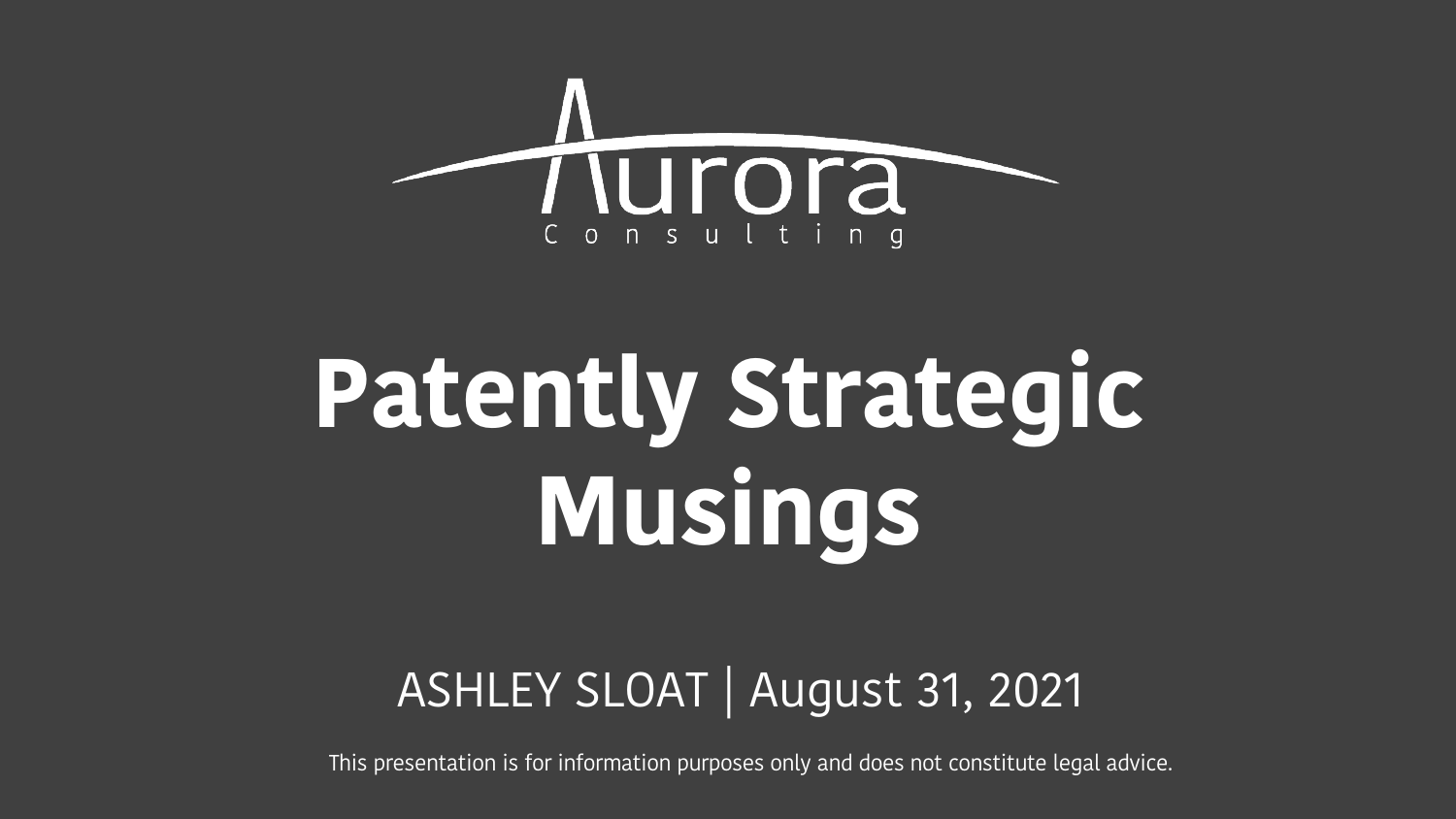Aurora Consulting

# Patently Strategic Musings

ASHLEY SLOAT | August 31, 2021

This presentation is for information purposes only and does not constitute legal advice.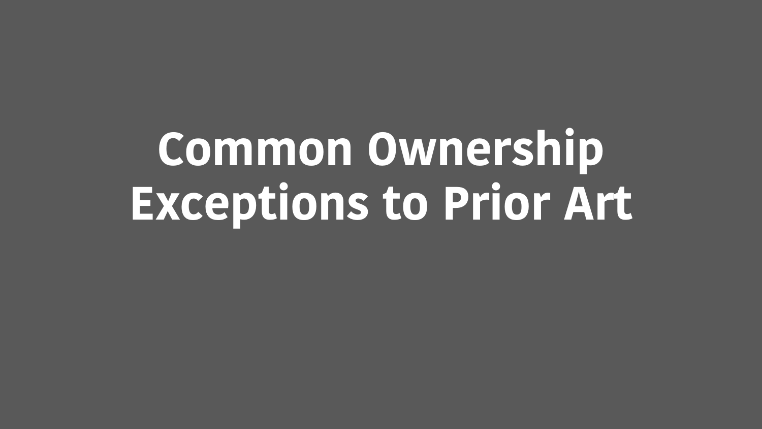# Common Ownership Exceptions to Prior Art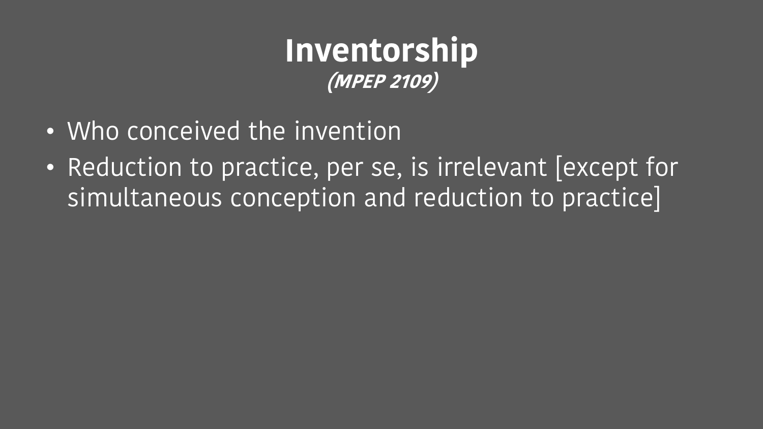# Inventorship

***(MPEP 2109)***

- Who conceived the invention
- Reduction to practice, per se, is irrelevant [except for simultaneous conception and reduction to practice]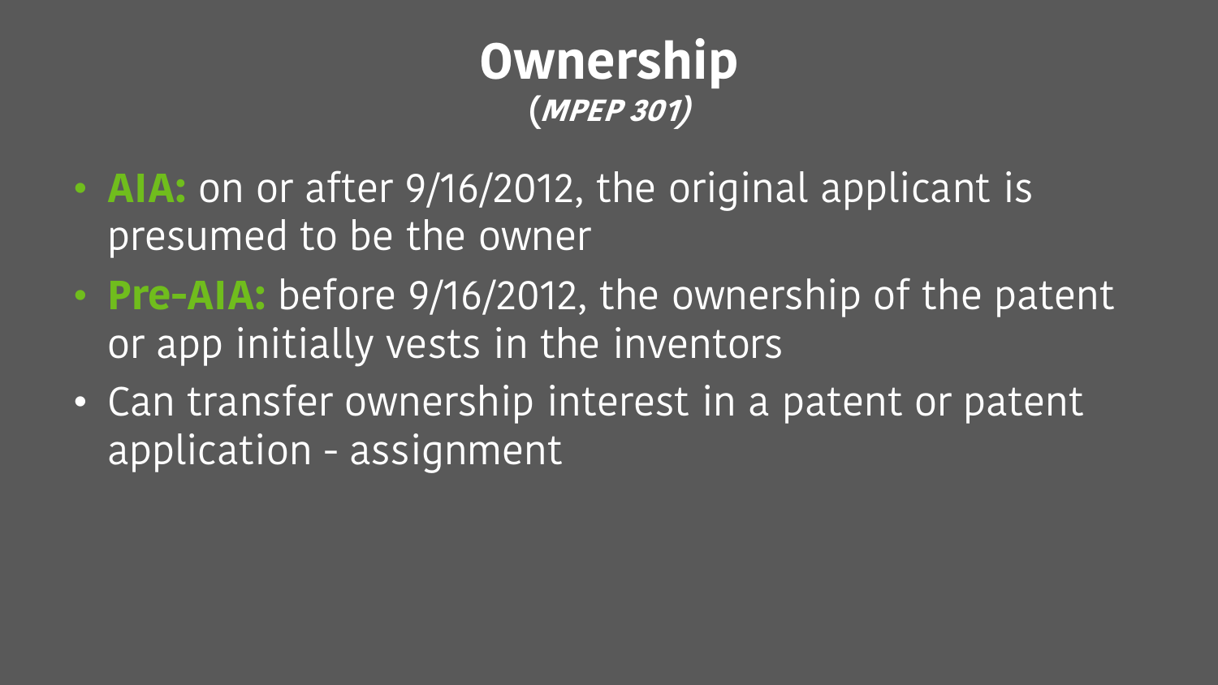# Ownership

***(MPEP 301)***

- **AIA:** on or after 9/16/2012, the original applicant is presumed to be the owner
- **Pre-AIA:** before 9/16/2012, the ownership of the patent or app initially vests in the inventors
- Can transfer ownership interest in a patent or patent application - assignment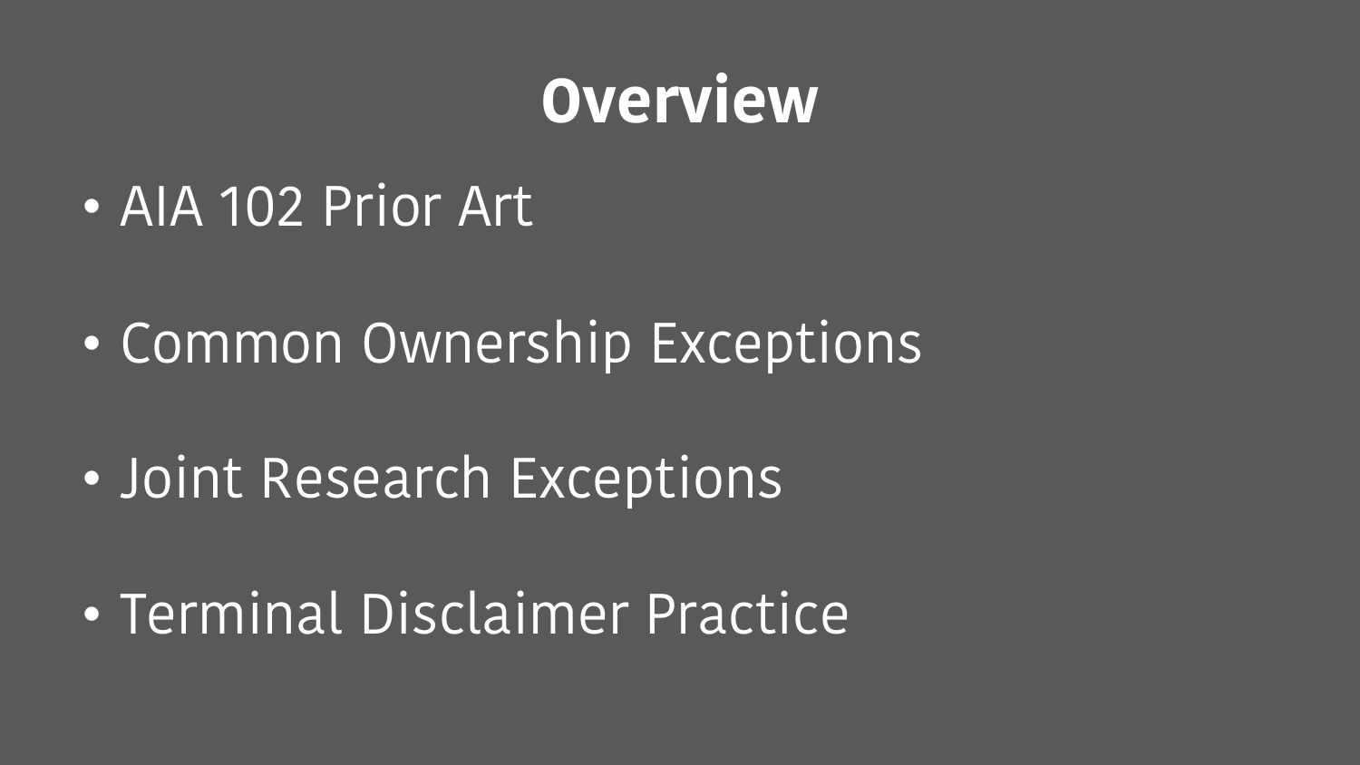# Overview

- AIA 102 Prior Art
- Common Ownership Exceptions
- Joint Research Exceptions
- Terminal Disclaimer Practice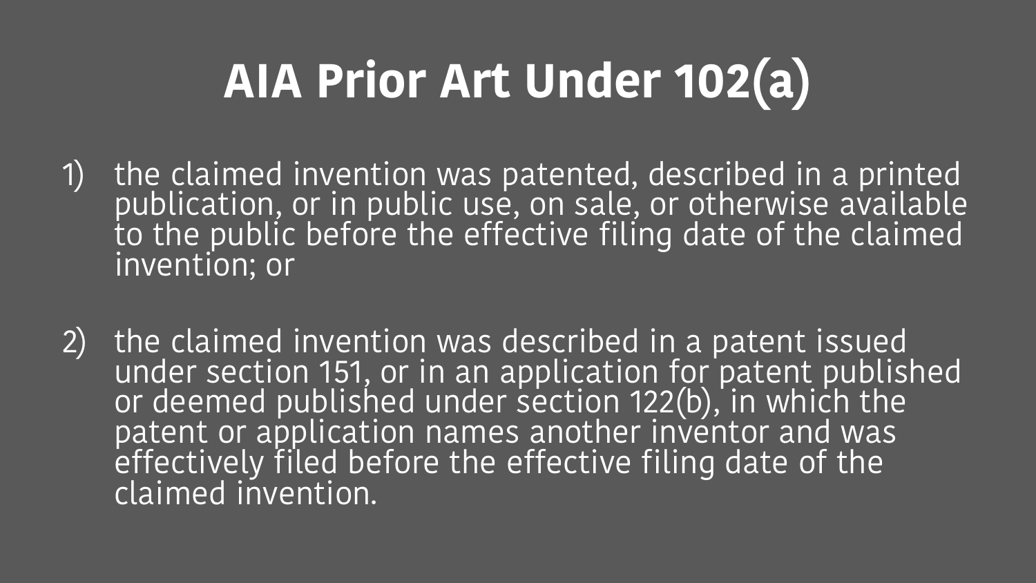# AIA Prior Art Under 102(a)

1) the claimed invention was patented, described in a printed publication, or in public use, on sale, or otherwise available to the public before the effective filing date of the claimed invention; or

2) the claimed invention was described in a patent issued under section 151, or in an application for patent published or deemed published under section 122(b), in which the patent or application names another inventor and was effectively filed before the effective filing date of the claimed invention.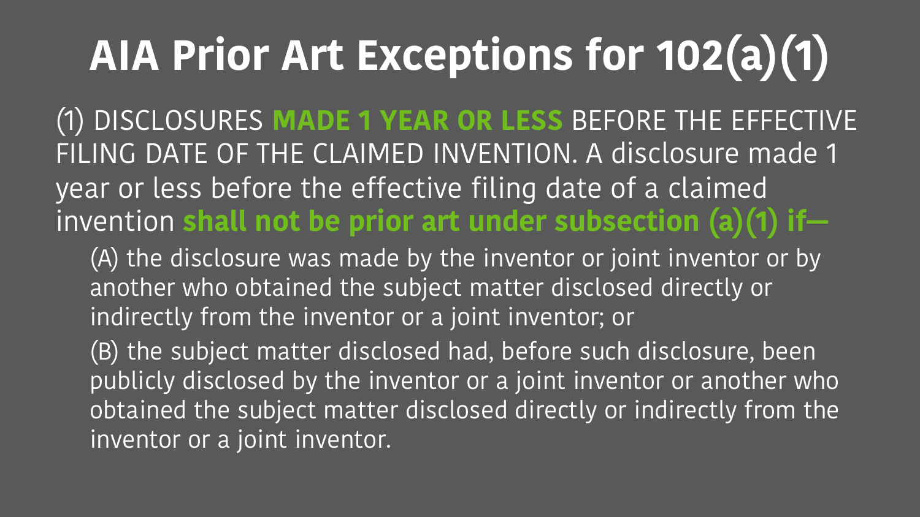# AIA Prior Art Exceptions for 102(a)(1)

(1) DISCLOSURES **MADE 1 YEAR OR LESS** BEFORE THE EFFECTIVE FILING DATE OF THE CLAIMED INVENTION. A disclosure made 1 year or less before the effective filing date of a claimed invention **shall not be prior art under subsection (a)(1) if—**

(A) the disclosure was made by the inventor or joint inventor or by another who obtained the subject matter disclosed directly or indirectly from the inventor or a joint inventor; or

(B) the subject matter disclosed had, before such disclosure, been publicly disclosed by the inventor or a joint inventor or another who obtained the subject matter disclosed directly or indirectly from the inventor or a joint inventor.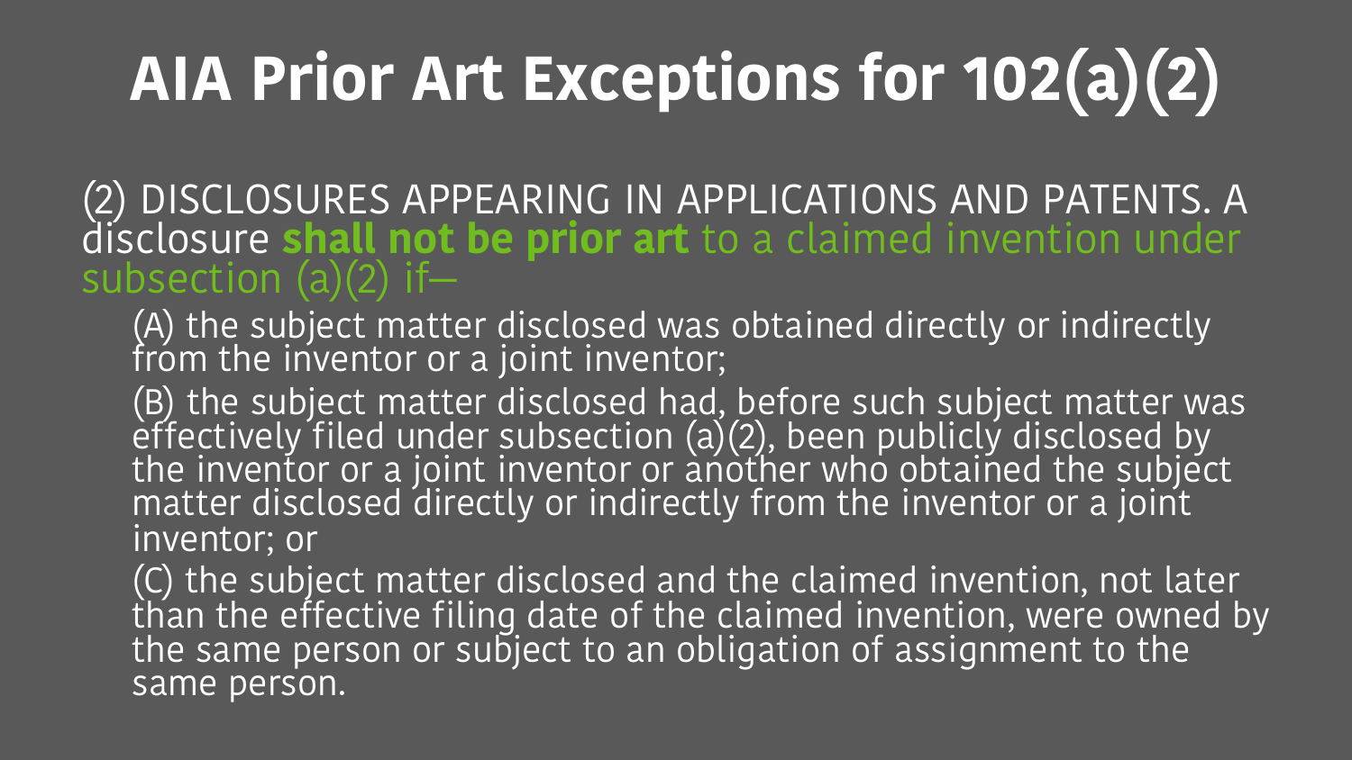# AIA Prior Art Exceptions for 102(a)(2)

(2) DISCLOSURES APPEARING IN APPLICATIONS AND PATENTS. A disclosure **shall not be prior art** to a claimed invention under subsection (a)(2) if—

(A) the subject matter disclosed was obtained directly or indirectly from the inventor or a joint inventor;

(B) the subject matter disclosed had, before such subject matter was effectively filed under subsection (a)(2), been publicly disclosed by the inventor or a joint inventor or another who obtained the subject matter disclosed directly or indirectly from the inventor or a joint inventor; or

(C) the subject matter disclosed and the claimed invention, not later than the effective filing date of the claimed invention, were owned by the same person or subject to an obligation of assignment to the same person.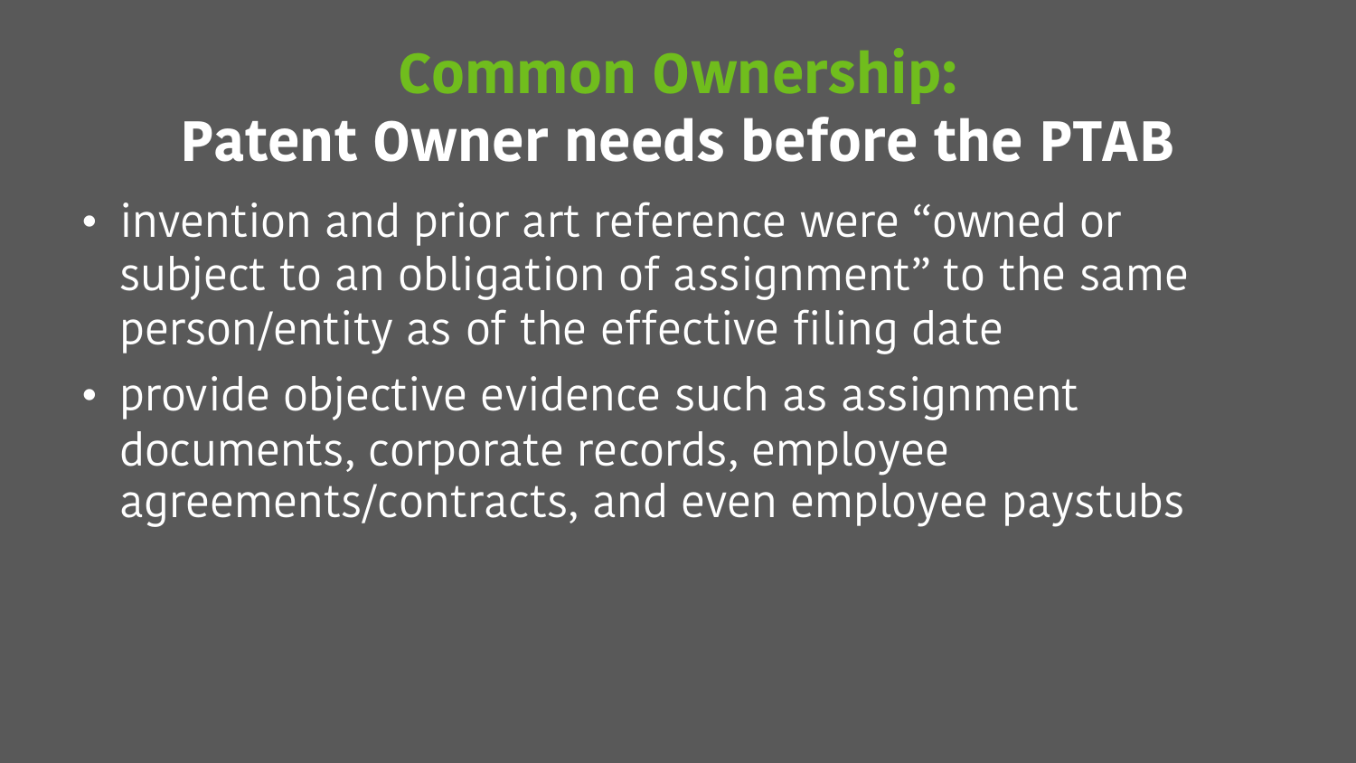# Common Ownership:
# Patent Owner needs before the PTAB

- invention and prior art reference were “owned or subject to an obligation of assignment” to the same person/entity as of the effective filing date
- provide objective evidence such as assignment documents, corporate records, employee agreements/contracts, and even employee paystubs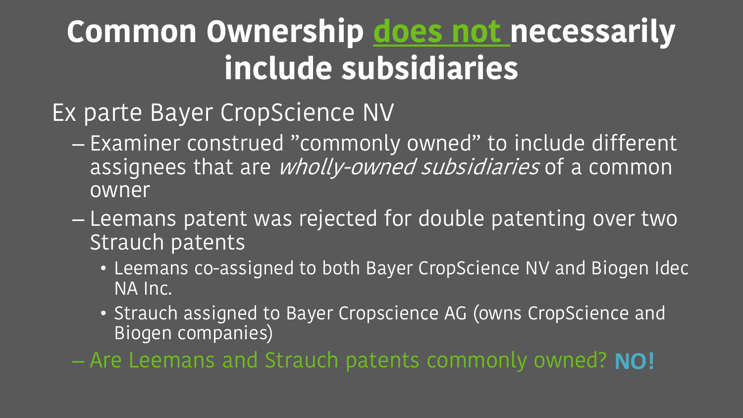# Common Ownership <u>does not</u> necessarily include subsidiaries

Ex parte Bayer CropScience NV

- Examiner construed "commonly owned" to include different assignees that are *wholly-owned subsidiaries* of a common owner
- Leemans patent was rejected for double patenting over two Strauch patents
  - Leemans co-assigned to both Bayer CropScience NV and Biogen Idec NA Inc.
  - Strauch assigned to Bayer Cropscience AG (owns CropScience and Biogen companies)
- Are Leemans and Strauch patents commonly owned? **NO!**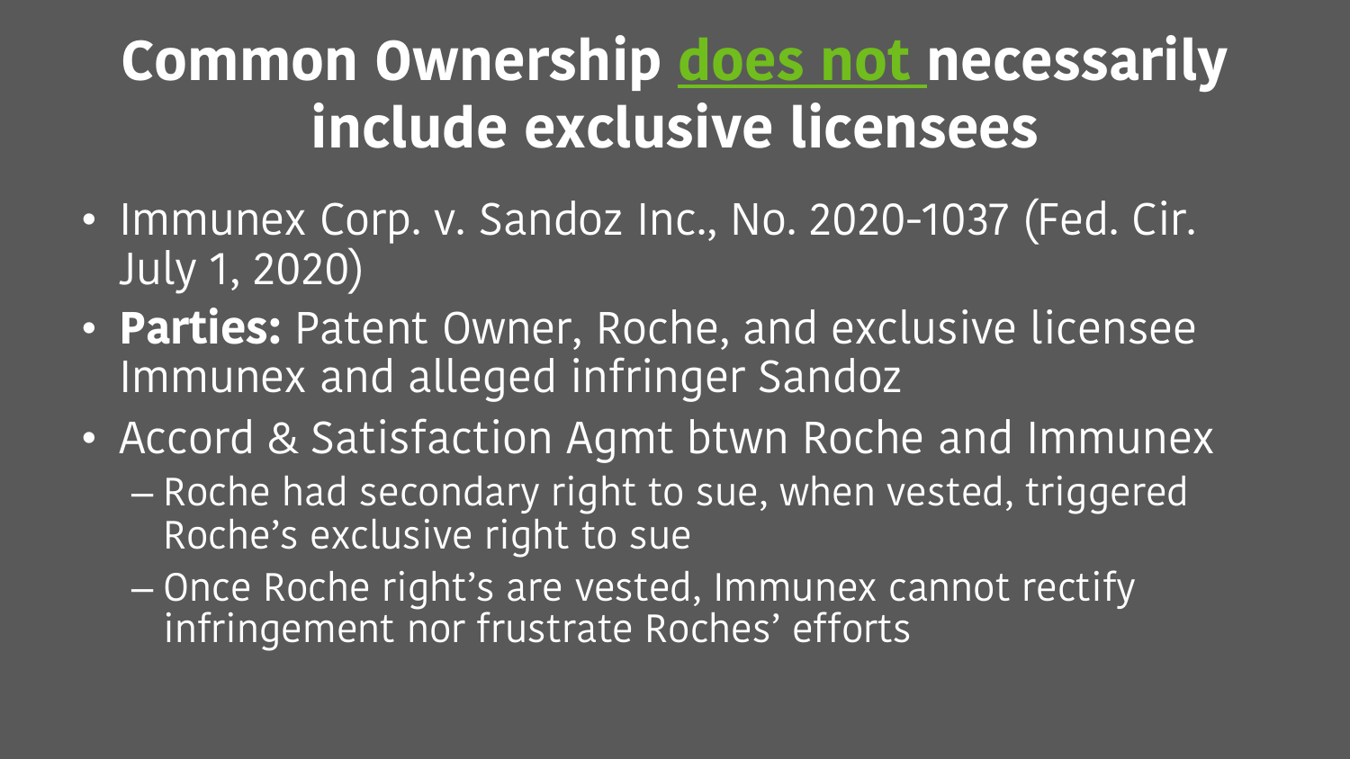# Common Ownership does not necessarily include exclusive licensees

- Immunex Corp. v. Sandoz Inc., No. 2020-1037 (Fed. Cir. July 1, 2020)
- **Parties:** Patent Owner, Roche, and exclusive licensee Immunex and alleged infringer Sandoz
- Accord & Satisfaction Agmt btwn Roche and Immunex
  - Roche had secondary right to sue, when vested, triggered Roche's exclusive right to sue
  - Once Roche right's are vested, Immunex cannot rectify infringement nor frustrate Roches' efforts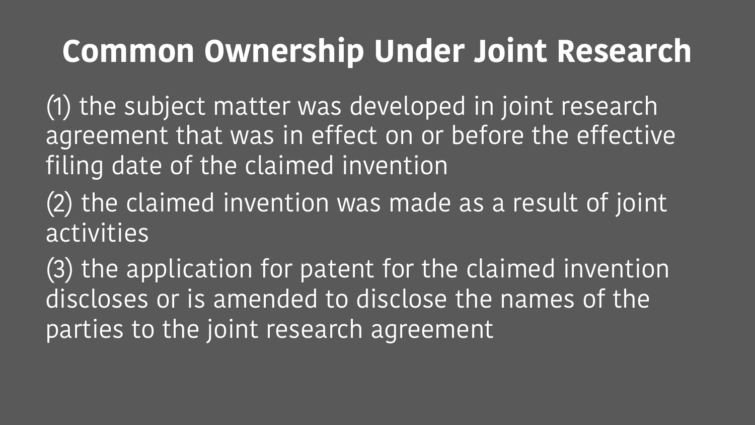# Common Ownership Under Joint Research

(1) the subject matter was developed in joint research agreement that was in effect on or before the effective filing date of the claimed invention

(2) the claimed invention was made as a result of joint activities

(3) the application for patent for the claimed invention discloses or is amended to disclose the names of the parties to the joint research agreement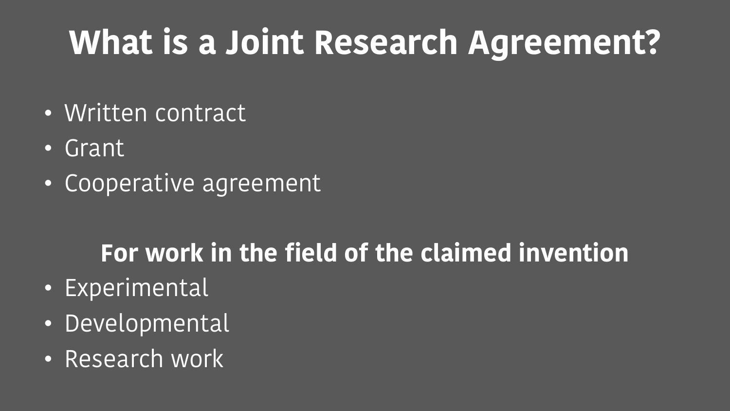# What is a Joint Research Agreement?

- Written contract
- Grant
- Cooperative agreement

**For work in the field of the claimed invention**

- Experimental
- Developmental
- Research work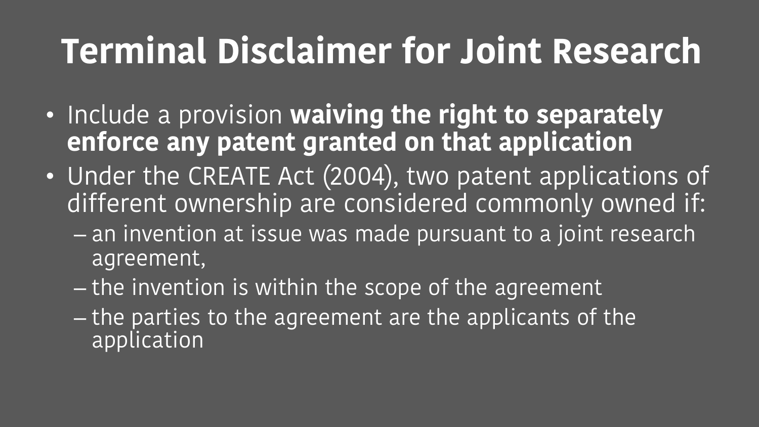# Terminal Disclaimer for Joint Research

- Include a provision **waiving the right to separately enforce any patent granted on that application**
- Under the CREATE Act (2004), two patent applications of different ownership are considered commonly owned if:
  - an invention at issue was made pursuant to a joint research agreement,
  - the invention is within the scope of the agreement
  - the parties to the agreement are the applicants of the application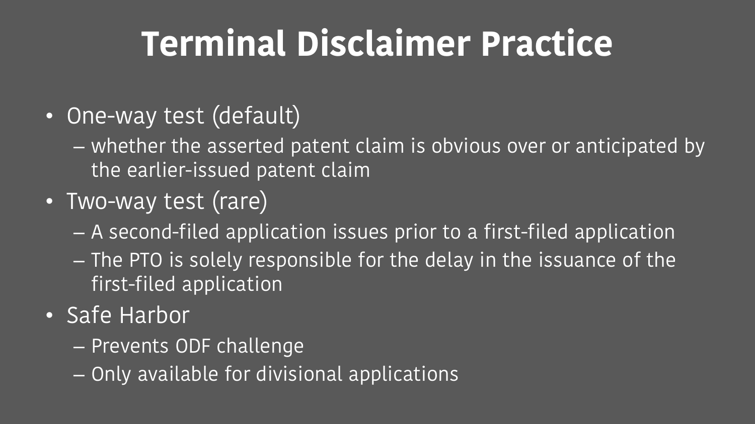# Terminal Disclaimer Practice

- One-way test (default)
  - whether the asserted patent claim is obvious over or anticipated by the earlier-issued patent claim
- Two-way test (rare)
  - A second-filed application issues prior to a first-filed application
  - The PTO is solely responsible for the delay in the issuance of the first-filed application
- Safe Harbor
  - Prevents ODF challenge
  - Only available for divisional applications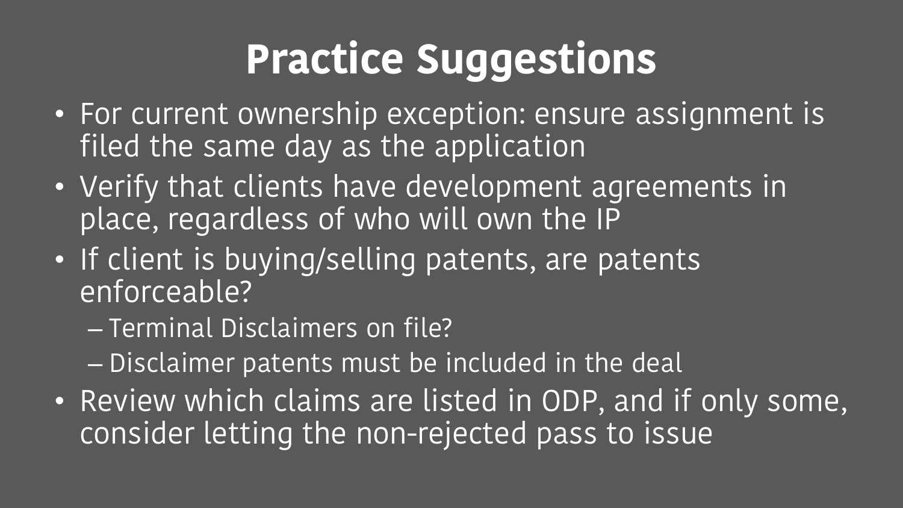# Practice Suggestions

- For current ownership exception: ensure assignment is filed the same day as the application
- Verify that clients have development agreements in place, regardless of who will own the IP
- If client is buying/selling patents, are patents enforceable?
  - Terminal Disclaimers on file?
  - Disclaimer patents must be included in the deal
- Review which claims are listed in ODP, and if only some, consider letting the non-rejected pass to issue